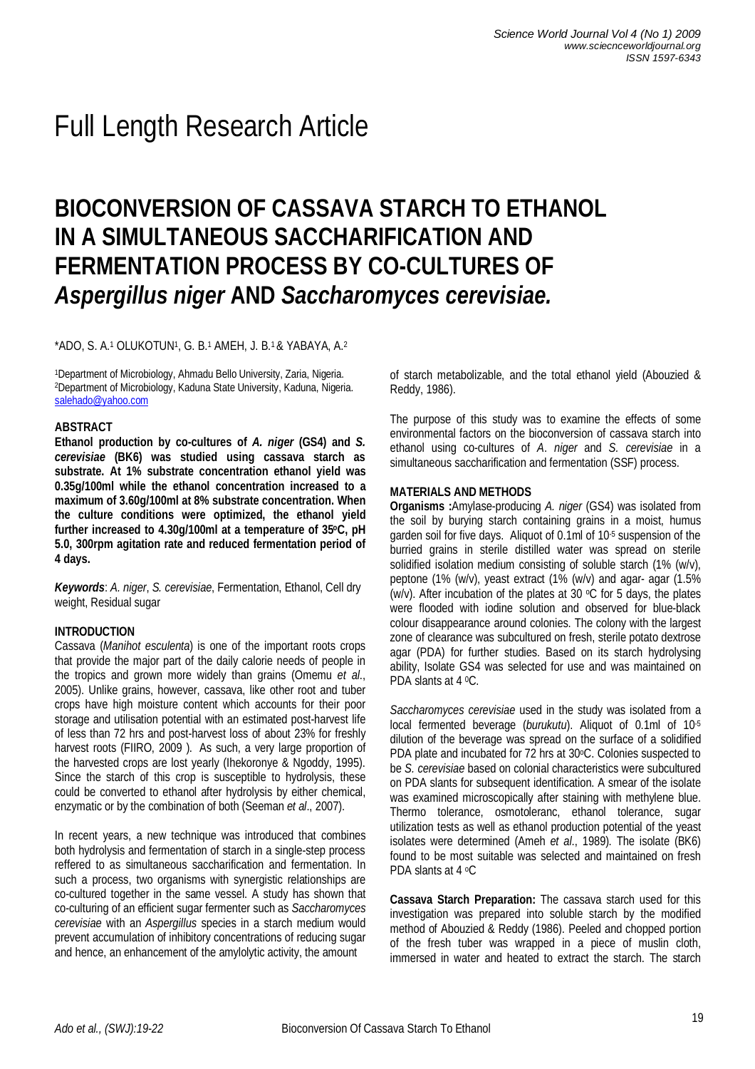# Full Length Research Article

## BIOCONVERSION OF CASSAVA STARCH TO ETHANOL IN A SIMULTANEOUS SACCHARIFICATION AND FERMENTATION PROCESS BY CO-CULTURES OF *Aspergillus niger* AND *Saccharomyces cerevisiae.*

*ADO, S. A.[1] OLUKOTUN[1], G. B.[1] AMEH, J. B.[1] & YABAYA, A.[2]

[1]Department of Microbiology, Ahmadu Bello University, Zaria, Nigeria.
[2]Department of Microbiology, Kaduna State University, Kaduna, Nigeria.
salehado@yahoo.com

### ABSTRACT

**Ethanol production by co-cultures of *A. niger* (GS4) and *S. cerevisiae* (BK6) was studied using cassava starch as substrate. At 1% substrate concentration ethanol yield was 0.35g/100ml while the ethanol concentration increased to a maximum of 3.60g/100ml at 8% substrate concentration. When the culture conditions were optimized, the ethanol yield further increased to 4.30g/100ml at a temperature of 35°C, pH 5.0, 300rpm agitation rate and reduced fermentation period of 4 days.**

***Keywords***: *A. niger*, *S. cerevisiae*, Fermentation, Ethanol, Cell dry weight, Residual sugar

### INTRODUCTION

Cassava (*Manihot esculenta*) is one of the important roots crops that provide the major part of the daily calorie needs of people in the tropics and grown more widely than grains (Omemu *et al*., 2005). Unlike grains, however, cassava, like other root and tuber crops have high moisture content which accounts for their poor storage and utilisation potential with an estimated post-harvest life of less than 72 hrs and post-harvest loss of about 23% for freshly harvest roots (FIIRO, 2009 ). As such, a very large proportion of the harvested crops are lost yearly (Ihekoronye & Ngoddy, 1995). Since the starch of this crop is susceptible to hydrolysis, these could be converted to ethanol after hydrolysis by either chemical, enzymatic or by the combination of both (Seeman *et al*., 2007).

In recent years, a new technique was introduced that combines both hydrolysis and fermentation of starch in a single-step process reffered to as simultaneous saccharification and fermentation. In such a process, two organisms with synergistic relationships are co-cultured together in the same vessel. A study has shown that co-culturing of an efficient sugar fermenter such as *Saccharomyces cerevisiae* with an *Aspergillus* species in a starch medium would prevent accumulation of inhibitory concentrations of reducing sugar and hence, an enhancement of the amylolytic activity, the amount of starch metabolizable, and the total ethanol yield (Abouzied & Reddy, 1986).

The purpose of this study was to examine the effects of some environmental factors on the bioconversion of cassava starch into ethanol using co-cultures of *A. niger* and *S. cerevisiae* in a simultaneous saccharification and fermentation (SSF) process.

### MATERIALS AND METHODS

**Organisms :**Amylase-producing *A. niger* (GS4) was isolated from the soil by burying starch containing grains in a moist, humus garden soil for five days. Aliquot of 0.1ml of $10^{-5}$ suspension of the burried grains in sterile distilled water was spread on sterile solidified isolation medium consisting of soluble starch (1% (w/v), peptone (1% (w/v), yeast extract (1% (w/v) and agar- agar (1.5% (w/v). After incubation of the plates at 30 °C for 5 days, the plates were flooded with iodine solution and observed for blue-black colour disappearance around colonies. The colony with the largest zone of clearance was subcultured on fresh, sterile potato dextrose agar (PDA) for further studies. Based on its starch hydrolysing ability, Isolate GS4 was selected for use and was maintained on PDA slants at 4 °C.

*Saccharomyces cerevisiae* used in the study was isolated from a local fermented beverage (*burukutu*). Aliquot of 0.1ml of $10^{-5}$ dilution of the beverage was spread on the surface of a solidified PDA plate and incubated for 72 hrs at 30°C. Colonies suspected to be *S. cerevisiae* based on colonial characteristics were subcultured on PDA slants for subsequent identification. A smear of the isolate was examined microscopically after staining with methylene blue. Thermo tolerance, osmotoleranc, ethanol tolerance, sugar utilization tests as well as ethanol production potential of the yeast isolates were determined (Ameh *et al*., 1989). The isolate (BK6) found to be most suitable was selected and maintained on fresh PDA slants at 4 °C

**Cassava Starch Preparation:** The cassava starch used for this investigation was prepared into soluble starch by the modified method of Abouzied & Reddy (1986). Peeled and chopped portion of the fresh tuber was wrapped in a piece of muslin cloth, immersed in water and heated to extract the starch. The starch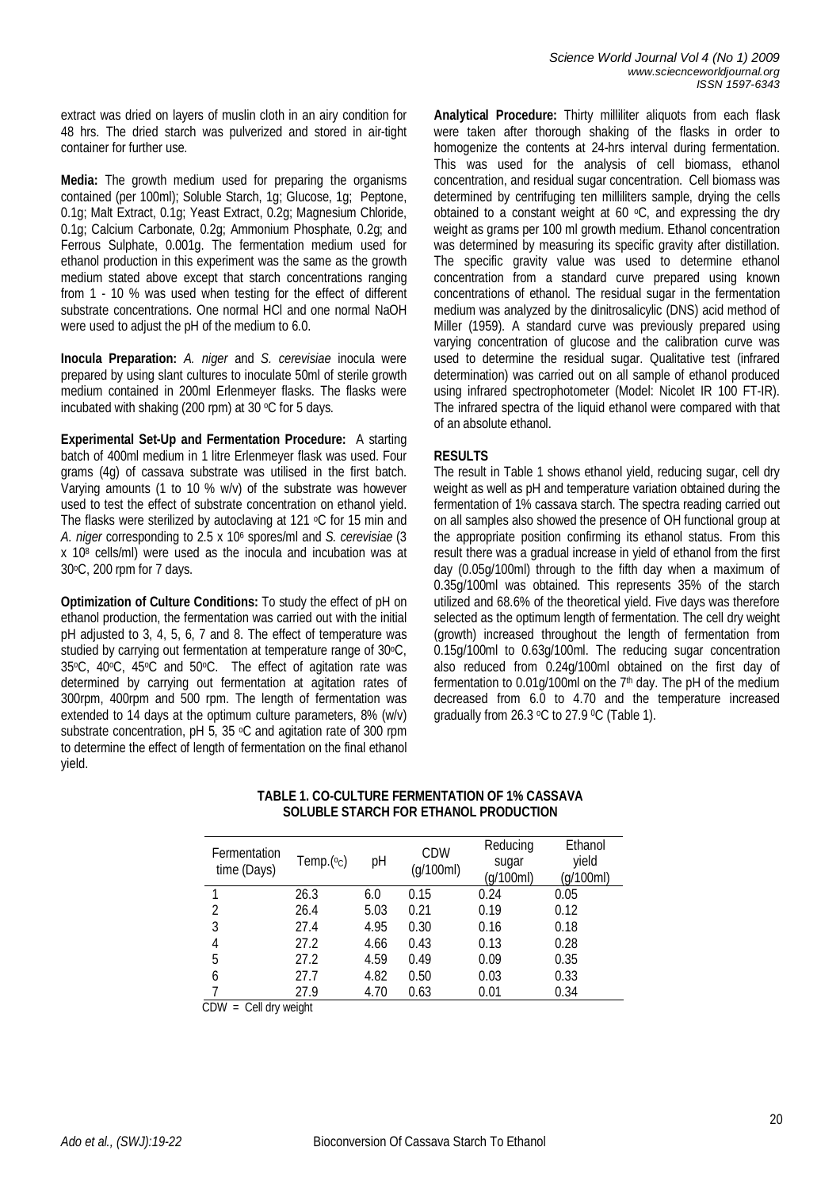extract was dried on layers of muslin cloth in an airy condition for 48 hrs. The dried starch was pulverized and stored in air-tight container for further use.

**Media:** The growth medium used for preparing the organisms contained (per 100ml); Soluble Starch, 1g; Glucose, 1g; Peptone, 0.1g; Malt Extract, 0.1g; Yeast Extract, 0.2g; Magnesium Chloride, 0.1g; Calcium Carbonate, 0.2g; Ammonium Phosphate, 0.2g; and Ferrous Sulphate, 0.001g. The fermentation medium used for ethanol production in this experiment was the same as the growth medium stated above except that starch concentrations ranging from 1 - 10 % was used when testing for the effect of different substrate concentrations. One normal HCl and one normal NaOH were used to adjust the pH of the medium to 6.0.

**Inocula Preparation:** *A. niger* and *S. cerevisiae* inocula were prepared by using slant cultures to inoculate 50ml of sterile growth medium contained in 200ml Erlenmeyer flasks. The flasks were incubated with shaking (200 rpm) at 30 $^oC$ for 5 days.

**Experimental Set-Up and Fermentation Procedure:** A starting batch of 400ml medium in 1 litre Erlenmeyer flask was used. Four grams (4g) of cassava substrate was utilised in the first batch. Varying amounts (1 to 10 % w/v) of the substrate was however used to test the effect of substrate concentration on ethanol yield. The flasks were sterilized by autoclaving at 121 $^oC$ for 15 min and *A. niger* corresponding to 2.5 x $10^6$ spores/ml and *S. cerevisiae* (3 x $10^8$ cells/ml) were used as the inocula and incubation was at 30$^oC$, 200 rpm for 7 days.

**Optimization of Culture Conditions:** To study the effect of pH on ethanol production, the fermentation was carried out with the initial pH adjusted to 3, 4, 5, 6, 7 and 8. The effect of temperature was studied by carrying out fermentation at temperature range of 30$^oC$, 35$^oC$, 40$^oC$, 45$^oC$ and 50$^oC$. The effect of agitation rate was determined by carrying out fermentation at agitation rates of 300rpm, 400rpm and 500 rpm. The length of fermentation was extended to 14 days at the optimum culture parameters, 8% (w/v) substrate concentration, pH 5, 35 $^oC$ and agitation rate of 300 rpm to determine the effect of length of fermentation on the final ethanol yield.

**Analytical Procedure:** Thirty milliliter aliquots from each flask were taken after thorough shaking of the flasks in order to homogenize the contents at 24-hrs interval during fermentation. This was used for the analysis of cell biomass, ethanol concentration, and residual sugar concentration. Cell biomass was determined by centrifuging ten milliliters sample, drying the cells obtained to a constant weight at 60 $^oC$, and expressing the dry weight as grams per 100 ml growth medium. Ethanol concentration was determined by measuring its specific gravity after distillation. The specific gravity value was used to determine ethanol concentration from a standard curve prepared using known concentrations of ethanol. The residual sugar in the fermentation medium was analyzed by the dinitrosalicylic (DNS) acid method of Miller (1959). A standard curve was previously prepared using varying concentration of glucose and the calibration curve was used to determine the residual sugar. Qualitative test (infrared determination) was carried out on all sample of ethanol produced using infrared spectrophotometer (Model: Nicolet IR 100 FT-IR). The infrared spectra of the liquid ethanol were compared with that of an absolute ethanol.

## RESULTS

The result in Table 1 shows ethanol yield, reducing sugar, cell dry weight as well as pH and temperature variation obtained during the fermentation of 1% cassava starch. The spectra reading carried out on all samples also showed the presence of OH functional group at the appropriate position confirming its ethanol status. From this result there was a gradual increase in yield of ethanol from the first day (0.05g/100ml) through to the fifth day when a maximum of 0.35g/100ml was obtained. This represents 35% of the starch utilized and 68.6% of the theoretical yield. Five days was therefore selected as the optimum length of fermentation. The cell dry weight (growth) increased throughout the length of fermentation from 0.15g/100ml to 0.63g/100ml. The reducing sugar concentration also reduced from 0.24g/100ml obtained on the first day of fermentation to 0.01g/100ml on the 7$^{th}$ day. The pH of the medium decreased from 6.0 to 4.70 and the temperature increased gradually from 26.3 $^oC$ to 27.9 $^0C$ (Table 1).

**TABLE 1. CO-CULTURE FERMENTATION OF 1% CASSAVA SOLUBLE STARCH FOR ETHANOL PRODUCTION**

| Fermentation time (Days) | Temp.($^oC$) | pH | CDW (g/100ml) | Reducing sugar (g/100ml) | Ethanol yield (g/100ml) |
|---|---|---|---|---|---|
| 1 | 26.3 | 6.0 | 0.15 | 0.24 | 0.05 |
| 2 | 26.4 | 5.03 | 0.21 | 0.19 | 0.12 |
| 3 | 27.4 | 4.95 | 0.30 | 0.16 | 0.18 |
| 4 | 27.2 | 4.66 | 0.43 | 0.13 | 0.28 |
| 5 | 27.2 | 4.59 | 0.49 | 0.09 | 0.35 |
| 6 | 27.7 | 4.82 | 0.50 | 0.03 | 0.33 |
| 7 | 27.9 | 4.70 | 0.63 | 0.01 | 0.34 |

CDW = Cell dry weight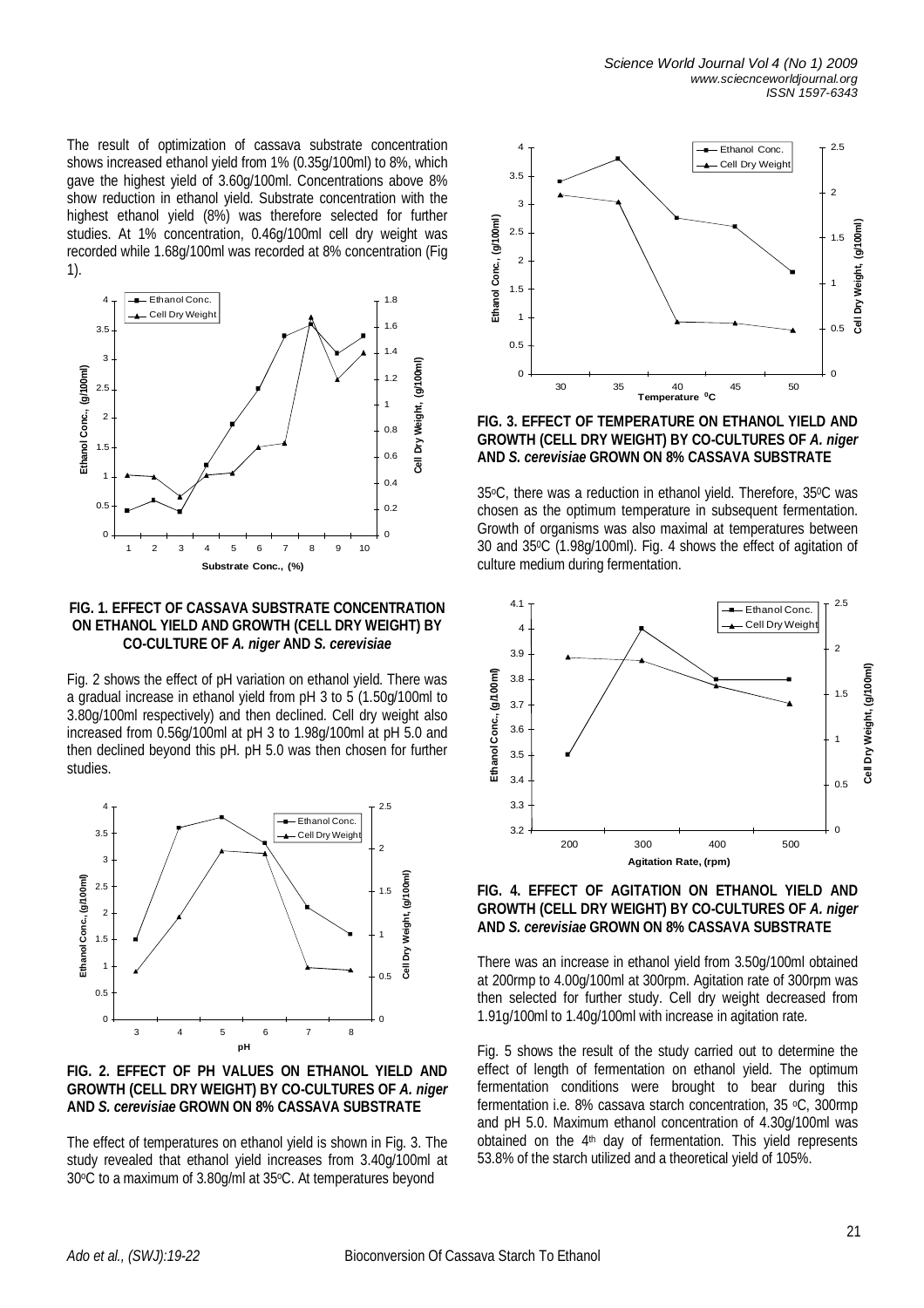The result of optimization of cassava substrate concentration shows increased ethanol yield from 1% (0.35g/100ml) to 8%, which gave the highest yield of 3.60g/100ml. Concentrations above 8% show reduction in ethanol yield. Substrate concentration with the highest ethanol yield (8%) was therefore selected for further studies. At 1% concentration, 0.46g/100ml cell dry weight was recorded while 1.68g/100ml was recorded at 8% concentration (Fig 1).

**FIG. 1. EFFECT OF CASSAVA SUBSTRATE CONCENTRATION ON ETHANOL YIELD AND GROWTH (CELL DRY WEIGHT) BY CO-CULTURE OF *A. niger* AND *S. cerevisiae***

Fig. 2 shows the effect of pH variation on ethanol yield. There was a gradual increase in ethanol yield from pH 3 to 5 (1.50g/100ml to 3.80g/100ml respectively) and then declined. Cell dry weight also increased from 0.56g/100ml at pH 3 to 1.98g/100ml at pH 5.0 and then declined beyond this pH. pH 5.0 was then chosen for further studies.

**FIG. 2. EFFECT OF PH VALUES ON ETHANOL YIELD AND GROWTH (CELL DRY WEIGHT) BY CO-CULTURES OF *A. niger* AND *S. cerevisiae* GROWN ON 8% CASSAVA SUBSTRATE**

The effect of temperatures on ethanol yield is shown in Fig. 3. The study revealed that ethanol yield increases from 3.40g/100ml at 30°C to a maximum of 3.80g/ml at 35°C. At temperatures beyond 35°C, there was a reduction in ethanol yield. Therefore, 35°C was chosen as the optimum temperature in subsequent fermentation. Growth of organisms was also maximal at temperatures between 30 and 35°C (1.98g/100ml). Fig. 4 shows the effect of agitation of culture medium during fermentation.

**FIG. 3. EFFECT OF TEMPERATURE ON ETHANOL YIELD AND GROWTH (CELL DRY WEIGHT) BY CO-CULTURES OF *A. niger* AND *S. cerevisiae* GROWN ON 8% CASSAVA SUBSTRATE**

**FIG. 4. EFFECT OF AGITATION ON ETHANOL YIELD AND GROWTH (CELL DRY WEIGHT) BY CO-CULTURES OF *A. niger* AND *S. cerevisiae* GROWN ON 8% CASSAVA SUBSTRATE**

There was an increase in ethanol yield from 3.50g/100ml obtained at 200rmp to 4.00g/100ml at 300rpm. Agitation rate of 300rpm was then selected for further study. Cell dry weight decreased from 1.91g/100ml to 1.40g/100ml with increase in agitation rate.

Fig. 5 shows the result of the study carried out to determine the effect of length of fermentation on ethanol yield. The optimum fermentation conditions were brought to bear during this fermentation i.e. 8% cassava starch concentration, 35 °C, 300rmp and pH 5.0. Maximum ethanol concentration of 4.30g/100ml was obtained on the 4th day of fermentation. This yield represents 53.8% of the starch utilized and a theoretical yield of 105%.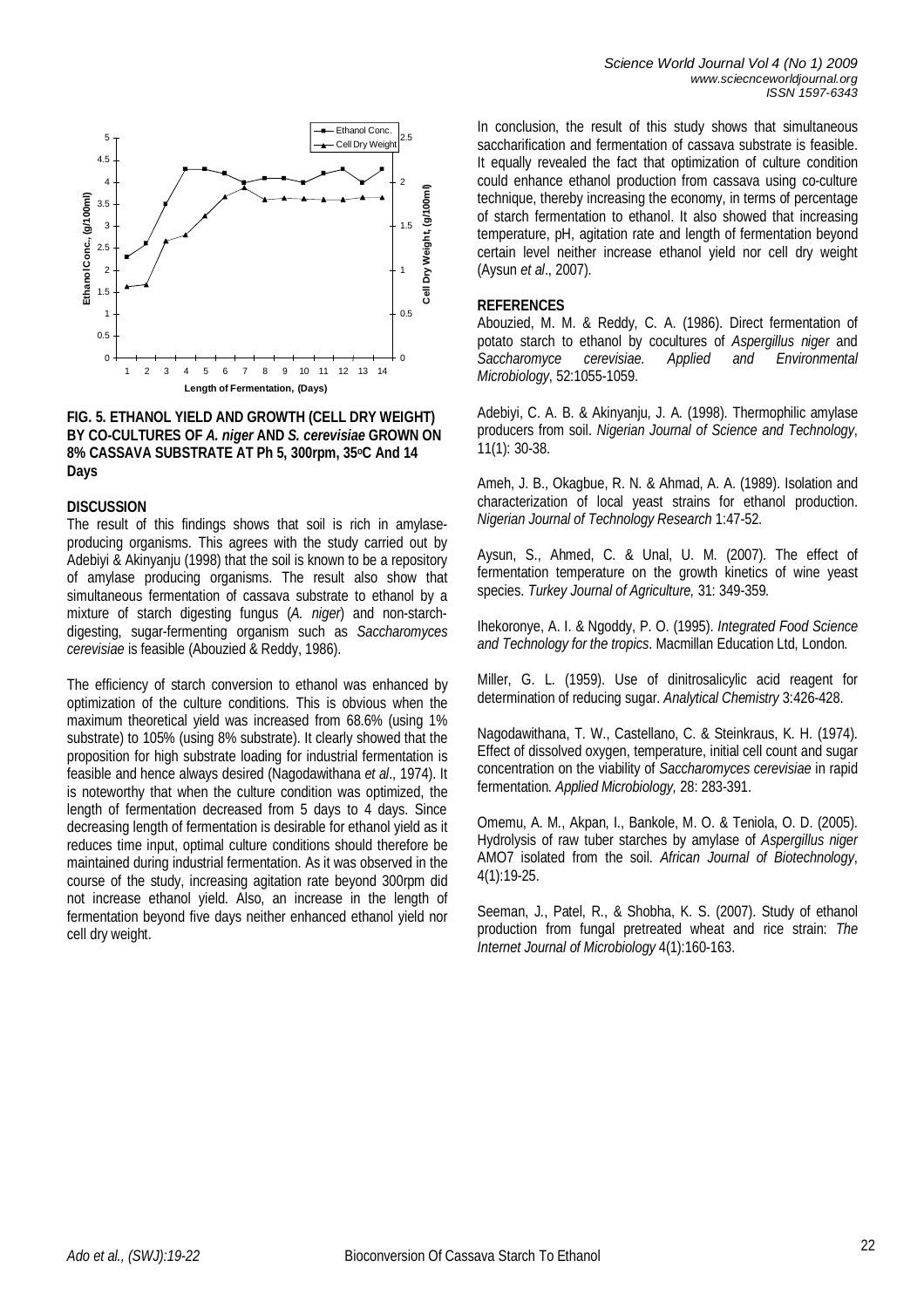Ethanol Conc.
Cell Dry Weight

Ethanol Conc., (g/100ml)

5
4.5
4
3.5
3
2.5
2
1.5
1
0.5
0

Cell Dry Weight, (g/100ml)

2.5
2
1.5
1
0.5
0

1 2 3 4 5 6 7 8 9 10 11 12 13 14

Length of Fermentation, (Days)

**FIG. 5. ETHANOL YIELD AND GROWTH (CELL DRY WEIGHT) BY CO-CULTURES OF *A. niger* AND *S. cerevisiae* GROWN ON 8% CASSAVA SUBSTRATE AT Ph 5, 300rpm, 35$^{o}$C And 14 Days**

## DISCUSSION

The result of this findings shows that soil is rich in amylase-producing organisms. This agrees with the study carried out by Adebiyi & Akinyanju (1998) that the soil is known to be a repository of amylase producing organisms. The result also show that simultaneous fermentation of cassava substrate to ethanol by a mixture of starch digesting fungus (*A. niger*) and non-starch-digesting, sugar-fermenting organism such as *Saccharomyces cerevisiae* is feasible (Abouzied & Reddy, 1986).

The efficiency of starch conversion to ethanol was enhanced by optimization of the culture conditions. This is obvious when the maximum theoretical yield was increased from 68.6% (using 1% substrate) to 105% (using 8% substrate). It clearly showed that the proposition for high substrate loading for industrial fermentation is feasible and hence always desired (Nagodawithana *et al*., 1974). It is noteworthy that when the culture condition was optimized, the length of fermentation decreased from 5 days to 4 days. Since decreasing length of fermentation is desirable for ethanol yield as it reduces time input, optimal culture conditions should therefore be maintained during industrial fermentation. As it was observed in the course of the study, increasing agitation rate beyond 300rpm did not increase ethanol yield. Also, an increase in the length of fermentation beyond five days neither enhanced ethanol yield nor cell dry weight.

In conclusion, the result of this study shows that simultaneous saccharification and fermentation of cassava substrate is feasible. It equally revealed the fact that optimization of culture condition could enhance ethanol production from cassava using co-culture technique, thereby increasing the economy, in terms of percentage of starch fermentation to ethanol. It also showed that increasing temperature, pH, agitation rate and length of fermentation beyond certain level neither increase ethanol yield nor cell dry weight (Aysun *et al*., 2007).

## REFERENCES

Abouzied, M. M. & Reddy, C. A. (1986). Direct fermentation of potato starch to ethanol by cocultures of *Aspergillus niger* and *Saccharomyce cerevisiae. Applied and Environmental Microbiology*, 52:1055-1059.

Adebiyi, C. A. B. & Akinyanju, J. A. (1998). Thermophilic amylase producers from soil. *Nigerian Journal of Science and Technology*, 11(1): 30-38.

Ameh, J. B., Okagbue, R. N. & Ahmad, A. A. (1989). Isolation and characterization of local yeast strains for ethanol production. *Nigerian Journal of Technology Research* 1:47-52.

Aysun, S., Ahmed, C. & Unal, U. M. (2007). The effect of fermentation temperature on the growth kinetics of wine yeast species. *Turkey Journal of Agriculture,* 31: 349-359.

Ihekoronye, A. I. & Ngoddy, P. O. (1995). *Integrated Food Science and Technology for the tropics*. Macmillan Education Ltd, London.

Miller, G. L. (1959). Use of dinitrosalicylic acid reagent for determination of reducing sugar. *Analytical Chemistry* 3:426-428.

Nagodawithana, T. W., Castellano, C. & Steinkraus, K. H. (1974). Effect of dissolved oxygen, temperature, initial cell count and sugar concentration on the viability of *Saccharomyces cerevisiae* in rapid fermentation*. Applied Microbiology,* 28: 283-391.

Omemu, A. M., Akpan, I., Bankole, M. O. & Teniola, O. D. (2005). Hydrolysis of raw tuber starches by amylase of *Aspergillus niger* AMO7 isolated from the soil. *African Journal of Biotechnology*, 4(1):19-25.

Seeman, J., Patel, R., & Shobha, K. S. (2007). Study of ethanol production from fungal pretreated wheat and rice strain: *The Internet Journal of Microbiology* 4(1):160-163.